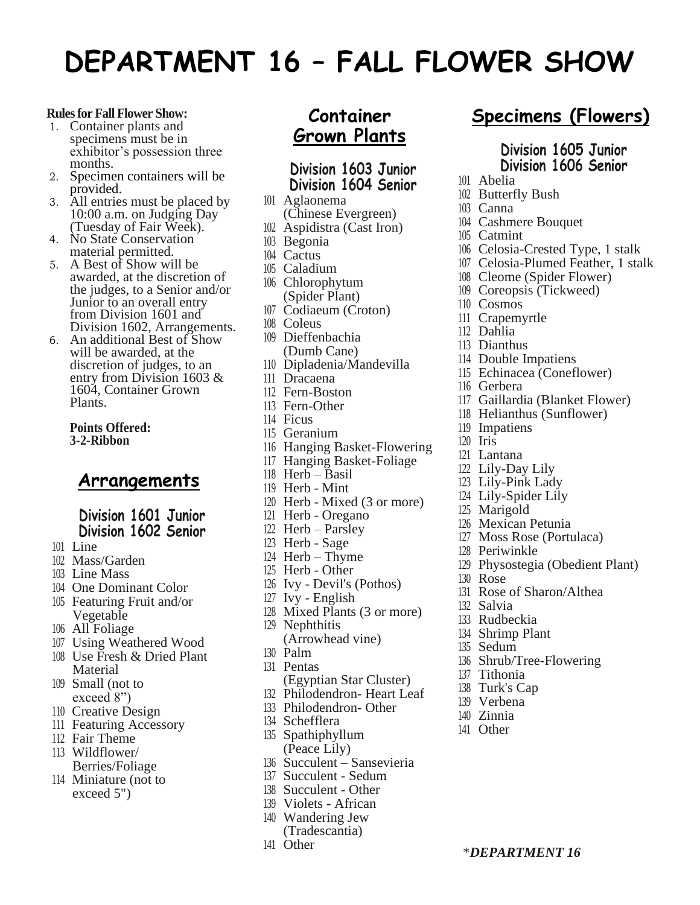# DEPARTMENT 16 – FALL FLOWER SHOW

**Rules for Fall Flower Show:**

1. Container plants and specimens must be in exhibitor's possession three months.
2. Specimen containers will be provided.
3. All entries must be placed by 10:00 a.m. on Judging Day (Tuesday of Fair Week).
4. No State Conservation material permitted.
5. A Best of Show will be awarded, at the discretion of the judges, to a Senior and/or Junior to an overall entry from Division 1601 and Division 1602, Arrangements.
6. An additional Best of Show will be awarded, at the discretion of judges, to an entry from Division 1603 & 1604, Container Grown Plants.

**Points Offered:**
**3-2-Ribbon**

## Arrangements

### Division 1601 Junior
### Division 1602 Senior

- 101 Line
- 102 Mass/Garden
- 103 Line Mass
- 104 One Dominant Color
- 105 Featuring Fruit and/or Vegetable
- 106 All Foliage
- 107 Using Weathered Wood
- 108 Use Fresh & Dried Plant Material
- 109 Small (not to exceed 8")
- 110 Creative Design
- 111 Featuring Accessory
- 112 Fair Theme
- 113 Wildflower/ Berries/Foliage
- 114 Miniature (not to exceed 5")

## Container Grown Plants

### Division 1603 Junior
### Division 1604 Senior

- 101 Aglaonema (Chinese Evergreen)
- 102 Aspidistra (Cast Iron)
- 103 Begonia
- 104 Cactus
- 105 Caladium
- 106 Chlorophytum (Spider Plant)
- 107 Codiaeum (Croton)
- 108 Coleus
- 109 Dieffenbachia (Dumb Cane)
- 110 Dipladenia/Mandevilla
- 111 Dracaena
- 112 Fern-Boston
- 113 Fern-Other
- 114 Ficus
- 115 Geranium
- 116 Hanging Basket-Flowering
- 117 Hanging Basket-Foliage
- 118 Herb – Basil
- 119 Herb - Mint
- 120 Herb - Mixed (3 or more)
- 121 Herb - Oregano
- 122 Herb – Parsley
- 123 Herb - Sage
- 124 Herb – Thyme
- 125 Herb - Other
- 126 Ivy - Devil's (Pothos)
- 127 Ivy - English
- 128 Mixed Plants (3 or more)
- 129 Nephthitis (Arrowhead vine)
- 130 Palm
- 131 Pentas (Egyptian Star Cluster)
- 132 Philodendron- Heart Leaf
- 133 Philodendron- Other
- 134 Schefflera
- 135 Spathiphyllum (Peace Lily)
- 136 Succulent – Sansevieria
- 137 Succulent - Sedum
- 138 Succulent - Other
- 139 Violets - African
- 140 Wandering Jew (Tradescantia)
- 141 Other

## Specimens (Flowers)

### Division 1605 Junior
### Division 1606 Senior

- 101 Abelia
- 102 Butterfly Bush
- 103 Canna
- 104 Cashmere Bouquet
- 105 Catmint
- 106 Celosia-Crested Type, 1 stalk
- 107 Celosia-Plumed Feather, 1 stalk
- 108 Cleome (Spider Flower)
- 109 Coreopsis (Tickweed)
- 110 Cosmos
- 111 Crapemyrtle
- 112 Dahlia
- 113 Dianthus
- 114 Double Impatiens
- 115 Echinacea (Coneflower)
- 116 Gerbera
- 117 Gaillardia (Blanket Flower)
- 118 Helianthus (Sunflower)
- 119 Impatiens
- 120 Iris
- 121 Lantana
- 122 Lily-Day Lily
- 123 Lily-Pink Lady
- 124 Lily-Spider Lily
- 125 Marigold
- 126 Mexican Petunia
- 127 Moss Rose (Portulaca)
- 128 Periwinkle
- 129 Physostegia (Obedient Plant)
- 130 Rose
- 131 Rose of Sharon/Althea
- 132 Salvia
- 133 Rudbeckia
- 134 Shrimp Plant
- 135 Sedum
- 136 Shrub/Tree-Flowering
- 137 Tithonia
- 138 Turk's Cap
- 139 Verbena
- 140 Zinnia
- 141 Other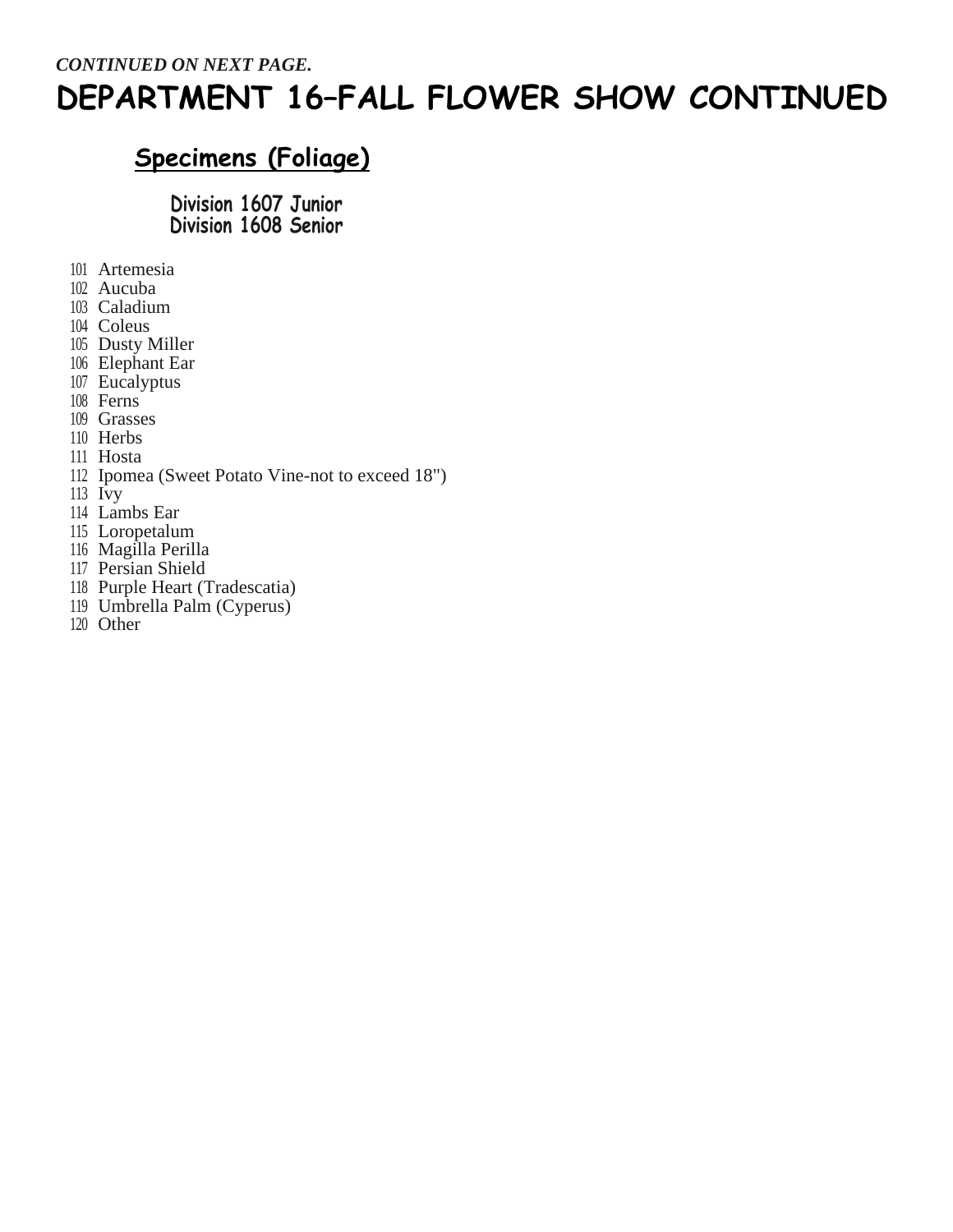*CONTINUED ON NEXT PAGE.*

# DEPARTMENT 16–FALL FLOWER SHOW CONTINUED

## Specimens (Foliage)

### Division 1607 Junior
### Division 1608 Senior

101 Artemesia
102 Aucuba
103 Caladium
104 Coleus
105 Dusty Miller
106 Elephant Ear
107 Eucalyptus
108 Ferns
109 Grasses
110 Herbs
111 Hosta
112 Ipomea (Sweet Potato Vine-not to exceed 18")
113 Ivy
114 Lambs Ear
115 Loropetalum
116 Magilla Perilla
117 Persian Shield
118 Purple Heart (Tradescatia)
119 Umbrella Palm (Cyperus)
120 Other